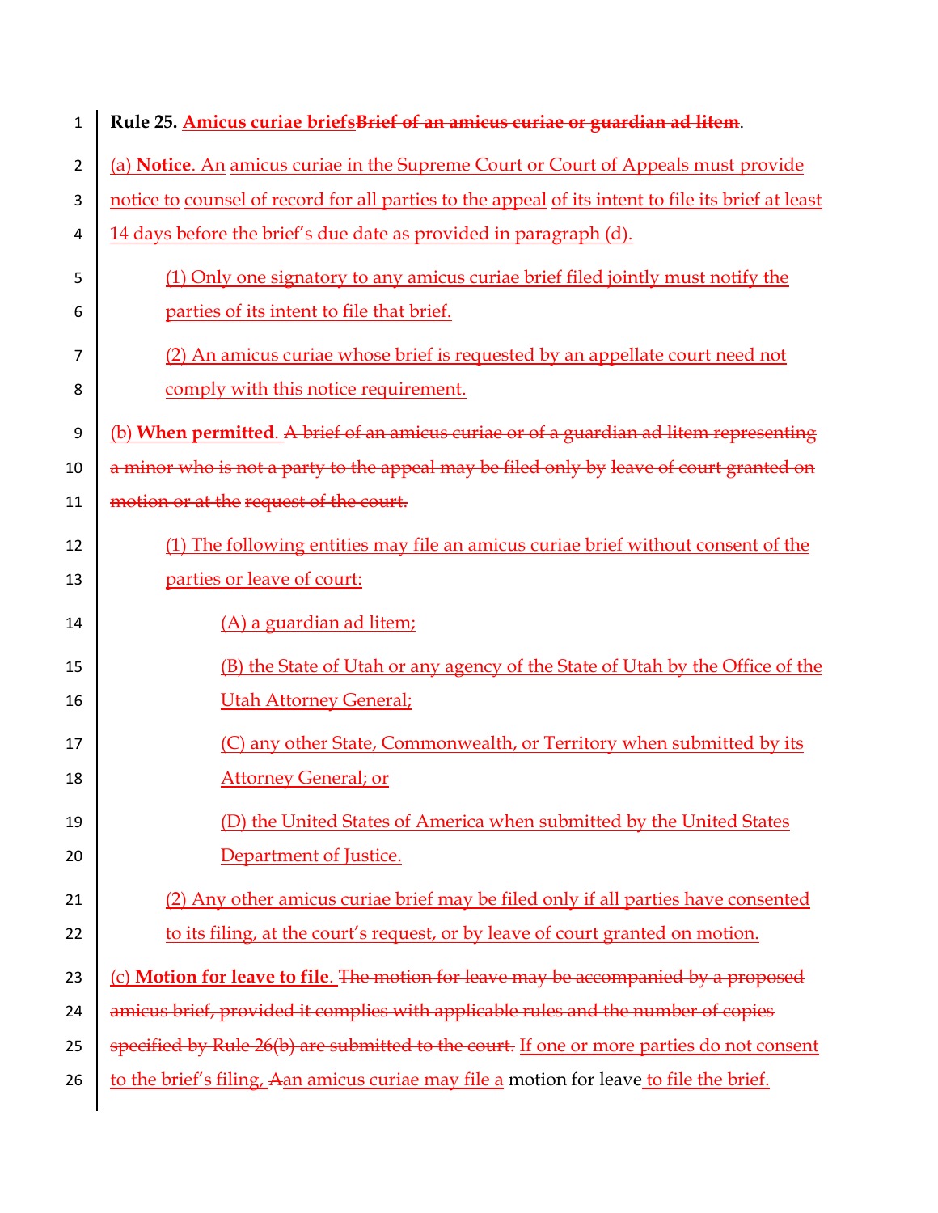**Rule 25. Amicus curiae briefsBrief of an amicus curiae or guardian ad litem.**

(a) **Notice**. An amicus curiae in the Supreme Court or Court of Appeals must provide notice to counsel of record for all parties to the appeal of its intent to file its brief at least 14 days before the brief's due date as provided in paragraph (d).

(1) Only one signatory to any amicus curiae brief filed jointly must notify the parties of its intent to file that brief.

(2) An amicus curiae whose brief is requested by an appellate court need not comply with this notice requirement.

(b) **When permitted**. A brief of an amicus curiae or of a guardian ad litem representing a minor who is not a party to the appeal may be filed only by leave of court granted on motion or at the request of the court.

(1) The following entities may file an amicus curiae brief without consent of the parties or leave of court:

(A) a guardian ad litem;

(B) the State of Utah or any agency of the State of Utah by the Office of the Utah Attorney General;

(C) any other State, Commonwealth, or Territory when submitted by its Attorney General; or

(D) the United States of America when submitted by the United States Department of Justice.

(2) Any other amicus curiae brief may be filed only if all parties have consented to its filing, at the court's request, or by leave of court granted on motion.

(c) **Motion for leave to file**. The motion for leave may be accompanied by a proposed amicus brief, provided it complies with applicable rules and the number of copies specified by Rule 26(b) are submitted to the court. If one or more parties do not consent to the brief's filing, Aan amicus curiae may file a motion for leave to file the brief.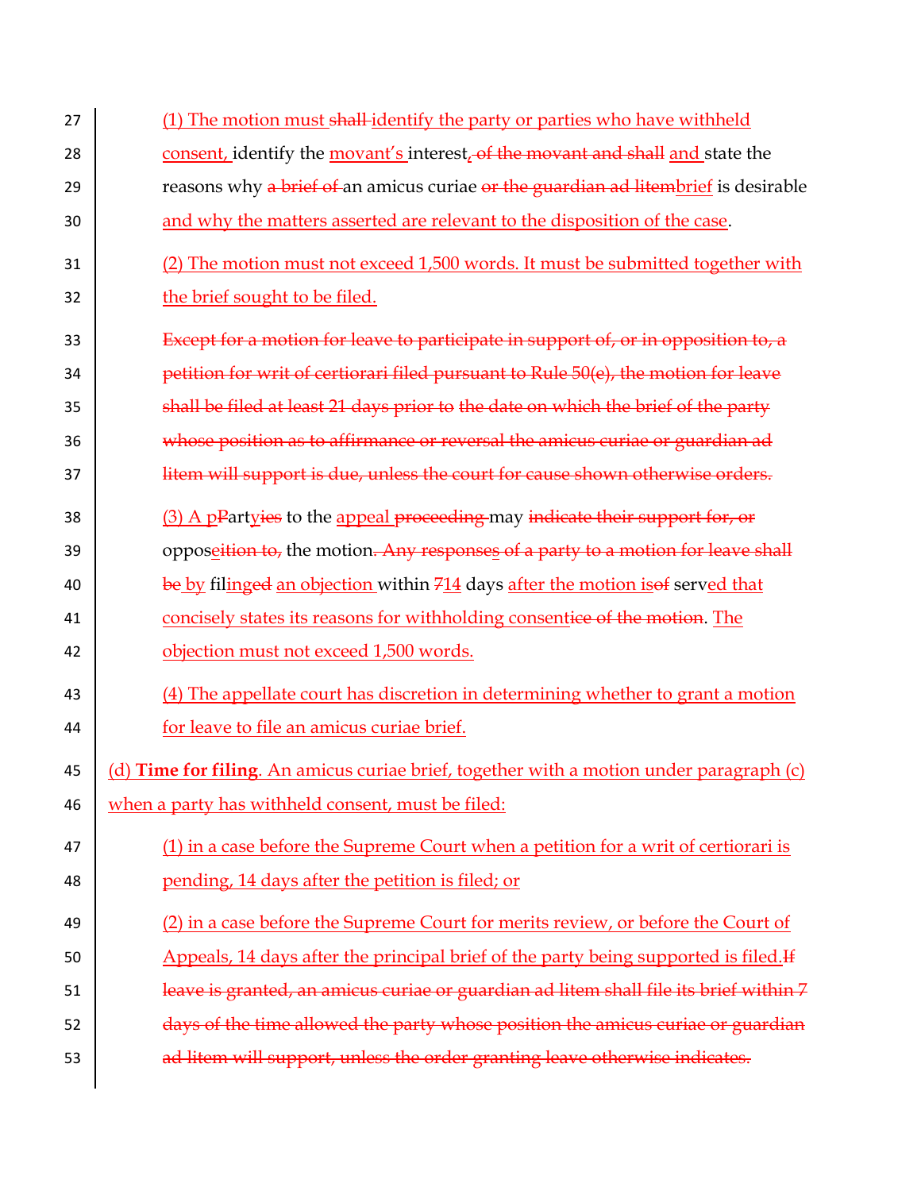(1) The motion must ~~shall~~ identify the party or parties who have withheld consent, identify the movant's interest~~, of the movant and shall~~ and state the reasons why ~~a brief of~~ an amicus curiae ~~or the guardian ad litem~~brief is desirable and why the matters asserted are relevant to the disposition of the case.

(2) The motion must not exceed 1,500 words. It must be submitted together with the brief sought to be filed.

~~Except for a motion for leave to participate in support of, or in opposition to, a petition for writ of certiorari filed pursuant to Rule 50(e), the motion for leave shall be filed at least 21 days prior to the date on which the brief of the party whose position as to affirmance or reversal the amicus curiae or guardian ad litem will support is due, unless the court for cause shown otherwise orders.~~

(3) A p~~P~~arty~~ies~~ to the appeal ~~proceeding~~ may ~~indicate their support for, or~~ oppose~~ition to,~~ the motion~~. Any responses of a party to a motion for leave shall be~~ by filing~~ed~~ an objection within ~~7~~14 days after the motion is~~of~~ served that concisely states its reasons for withholding consent~~ice of the motion~~. The objection must not exceed 1,500 words.

(4) The appellate court has discretion in determining whether to grant a motion for leave to file an amicus curiae brief.

(d) **Time for filing**. An amicus curiae brief, together with a motion under paragraph (c) when a party has withheld consent, must be filed:

(1) in a case before the Supreme Court when a petition for a writ of certiorari is pending, 14 days after the petition is filed; or

(2) in a case before the Supreme Court for merits review, or before the Court of Appeals, 14 days after the principal brief of the party being supported is filed.~~If leave is granted, an amicus curiae or guardian ad litem shall file its brief within 7 days of the time allowed the party whose position the amicus curiae or guardian ad litem will support, unless the order granting leave otherwise indicates.~~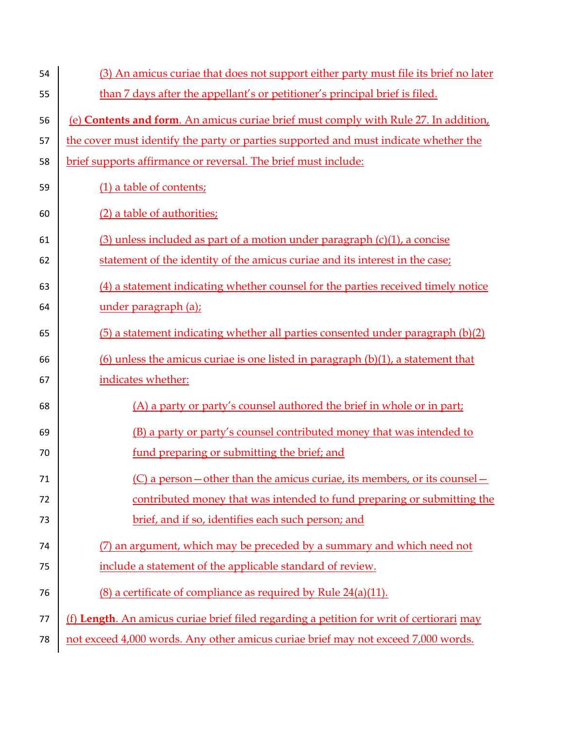(3) An amicus curiae that does not support either party must file its brief no later than 7 days after the appellant's or petitioner's principal brief is filed.

(e) **Contents and form**. An amicus curiae brief must comply with Rule 27. In addition, the cover must identify the party or parties supported and must indicate whether the brief supports affirmance or reversal. The brief must include:

(1) a table of contents;

(2) a table of authorities;

(3) unless included as part of a motion under paragraph (c)(1), a concise statement of the identity of the amicus curiae and its interest in the case;

(4) a statement indicating whether counsel for the parties received timely notice under paragraph (a);

(5) a statement indicating whether all parties consented under paragraph (b)(2)

(6) unless the amicus curiae is one listed in paragraph (b)(1), a statement that indicates whether:

(A) a party or party's counsel authored the brief in whole or in part;

(B) a party or party's counsel contributed money that was intended to fund preparing or submitting the brief; and

(C) a person—other than the amicus curiae, its members, or its counsel—contributed money that was intended to fund preparing or submitting the brief, and if so, identifies each such person; and

(7) an argument, which may be preceded by a summary and which need not include a statement of the applicable standard of review.

(8) a certificate of compliance as required by Rule 24(a)(11).

(f) **Length**. An amicus curiae brief filed regarding a petition for writ of certiorari may not exceed 4,000 words. Any other amicus curiae brief may not exceed 7,000 words.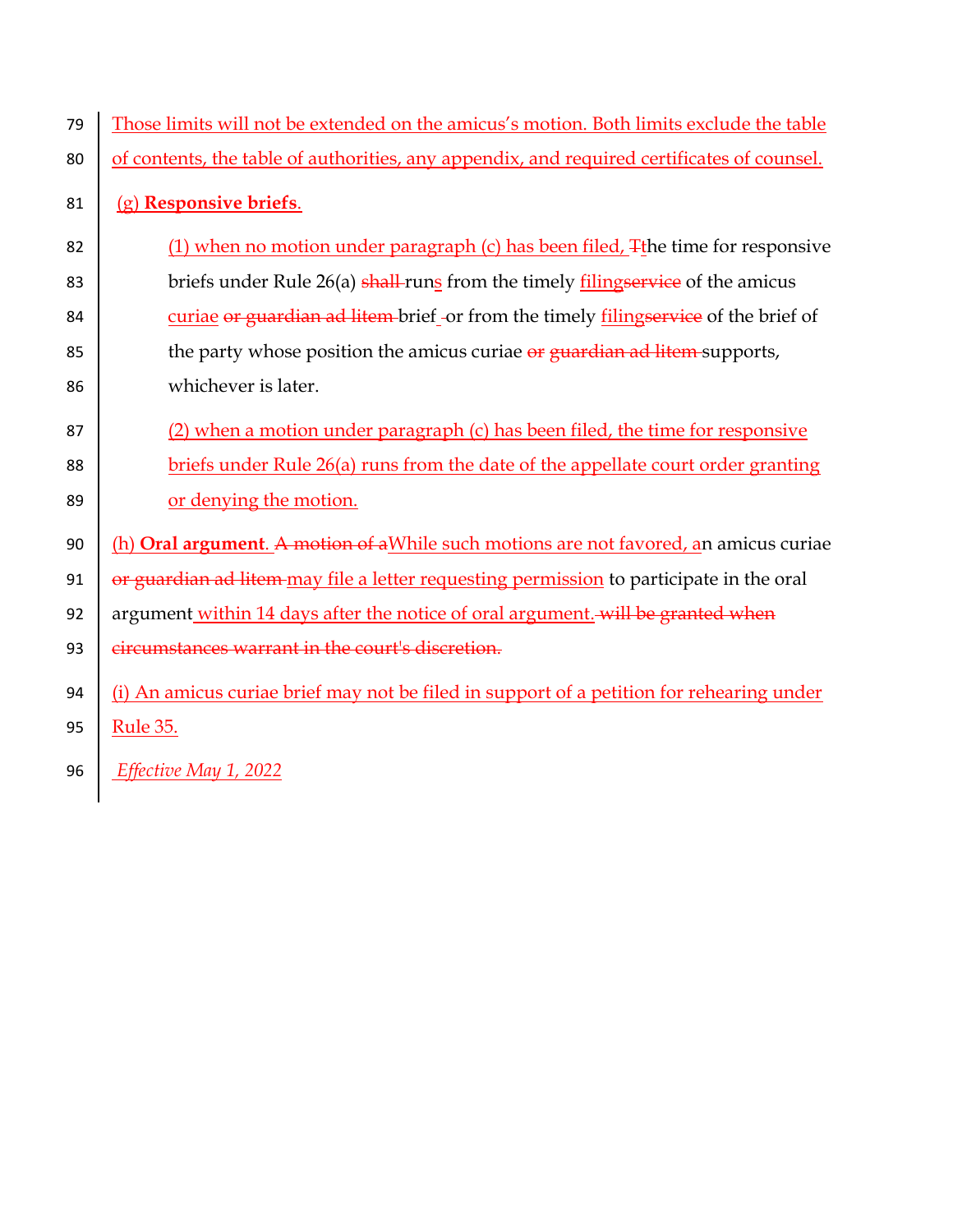Those limits will not be extended on the amicus's motion. Both limits exclude the table of contents, the table of authorities, any appendix, and required certificates of counsel.

(g) **Responsive briefs**.

(1) when no motion under paragraph (c) has been filed, ~~T~~the time for responsive briefs under Rule 26(a) ~~shall~~ runs from the timely filing~~service~~ of the amicus curiae ~~or guardian ad litem~~ brief or from the timely filing~~service~~ of the brief of the party whose position the amicus curiae ~~or guardian ad litem~~ supports, whichever is later.

(2) when a motion under paragraph (c) has been filed, the time for responsive briefs under Rule 26(a) runs from the date of the appellate court order granting or denying the motion.

(h) **Oral argument**. ~~A motion of a~~While such motions are not favored, an amicus curiae ~~or guardian ad litem~~ may file a letter requesting permission to participate in the oral argument within 14 days after the notice of oral argument. ~~will be granted when circumstances warrant in the court's discretion.~~

(i) An amicus curiae brief may not be filed in support of a petition for rehearing under Rule 35.

*Effective May 1, 2022*